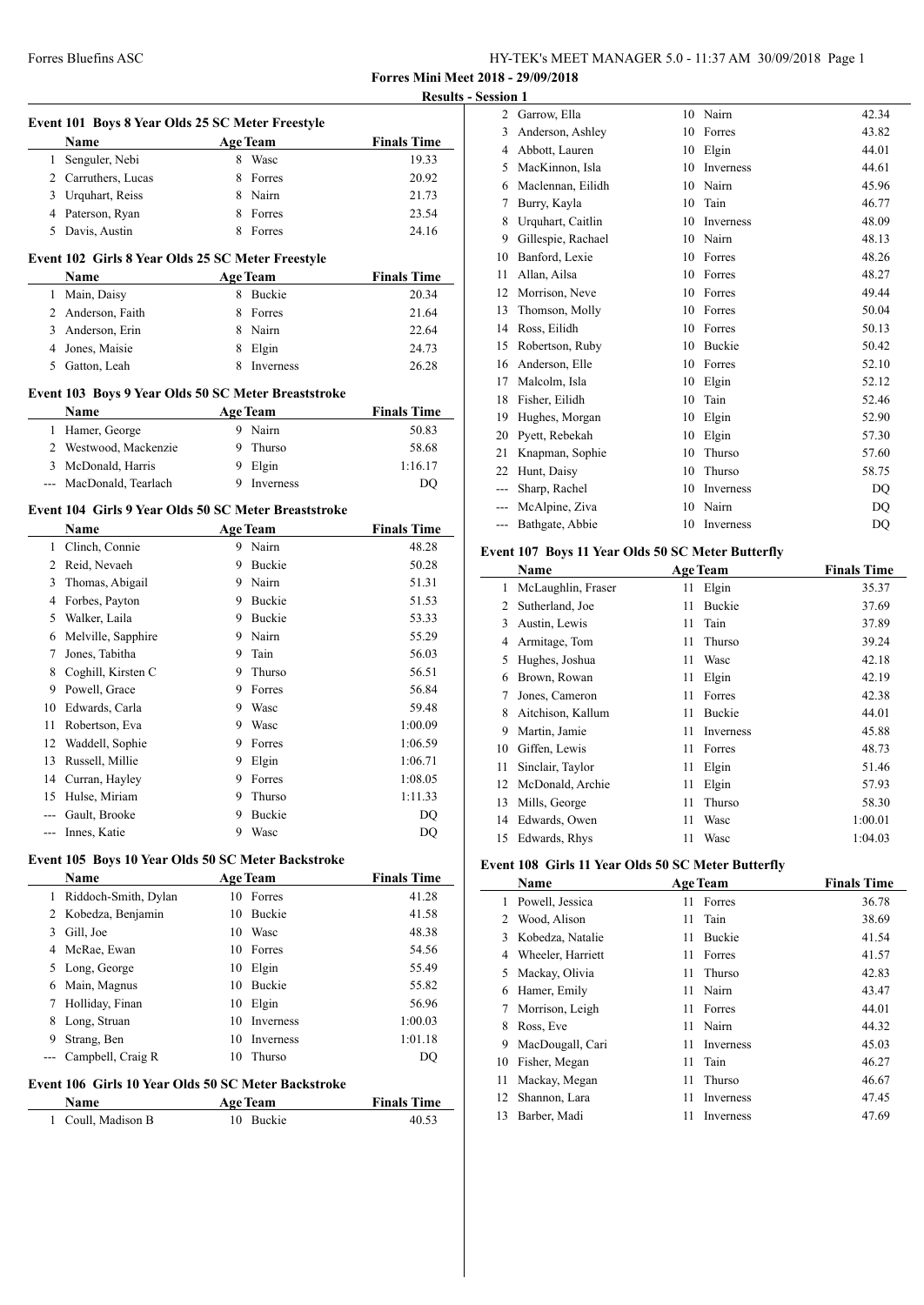**Forres Mini Meet 2018 - 29/09/2018**

**Results - Session 1**

### Event 101 Boys 8 Year Olds 25 SC Meter Freestyle

| | Name | Age | Team | Finals Time |
|---|---|---|---|---|
| 1 | Senguler, Nebi | 8 | Wasc | 19.33 |
| 2 | Carruthers, Lucas | 8 | Forres | 20.92 |
| 3 | Urquhart, Reiss | 8 | Nairn | 21.73 |
| 4 | Paterson, Ryan | 8 | Forres | 23.54 |
| 5 | Davis, Austin | 8 | Forres | 24.16 |

### Event 102 Girls 8 Year Olds 25 SC Meter Freestyle

| | Name | Age | Team | Finals Time |
|---|---|---|---|---|
| 1 | Main, Daisy | 8 | Buckie | 20.34 |
| 2 | Anderson, Faith | 8 | Forres | 21.64 |
| 3 | Anderson, Erin | 8 | Nairn | 22.64 |
| 4 | Jones, Maisie | 8 | Elgin | 24.73 |
| 5 | Gatton, Leah | 8 | Inverness | 26.28 |

### Event 103 Boys 9 Year Olds 50 SC Meter Breaststroke

| | Name | Age | Team | Finals Time |
|---|---|---|---|---|
| 1 | Hamer, George | 9 | Nairn | 50.83 |
| 2 | Westwood, Mackenzie | 9 | Thurso | 58.68 |
| 3 | McDonald, Harris | 9 | Elgin | 1:16.17 |
| --- | MacDonald, Tearlach | 9 | Inverness | DQ |

### Event 104 Girls 9 Year Olds 50 SC Meter Breaststroke

| | Name | Age | Team | Finals Time |
|---|---|---|---|---|
| 1 | Clinch, Connie | 9 | Nairn | 48.28 |
| 2 | Reid, Nevaeh | 9 | Buckie | 50.28 |
| 3 | Thomas, Abigail | 9 | Nairn | 51.31 |
| 4 | Forbes, Payton | 9 | Buckie | 51.53 |
| 5 | Walker, Laila | 9 | Buckie | 53.33 |
| 6 | Melville, Sapphire | 9 | Nairn | 55.29 |
| 7 | Jones, Tabitha | 9 | Tain | 56.03 |
| 8 | Coghill, Kirsten C | 9 | Thurso | 56.51 |
| 9 | Powell, Grace | 9 | Forres | 56.84 |
| 10 | Edwards, Carla | 9 | Wasc | 59.48 |
| 11 | Robertson, Eva | 9 | Wasc | 1:00.09 |
| 12 | Waddell, Sophie | 9 | Forres | 1:06.59 |
| 13 | Russell, Millie | 9 | Elgin | 1:06.71 |
| 14 | Curran, Hayley | 9 | Forres | 1:08.05 |
| 15 | Hulse, Miriam | 9 | Thurso | 1:11.33 |
| --- | Gault, Brooke | 9 | Buckie | DQ |
| --- | Innes, Katie | 9 | Wasc | DQ |

### Event 105 Boys 10 Year Olds 50 SC Meter Backstroke

| | Name | Age | Team | Finals Time |
|---|---|---|---|---|
| 1 | Riddoch-Smith, Dylan | 10 | Forres | 41.28 |
| 2 | Kobedza, Benjamin | 10 | Buckie | 41.58 |
| 3 | Gill, Joe | 10 | Wasc | 48.38 |
| 4 | McRae, Ewan | 10 | Forres | 54.56 |
| 5 | Long, George | 10 | Elgin | 55.49 |
| 6 | Main, Magnus | 10 | Buckie | 55.82 |
| 7 | Holliday, Finan | 10 | Elgin | 56.96 |
| 8 | Long, Struan | 10 | Inverness | 1:00.03 |
| 9 | Strang, Ben | 10 | Inverness | 1:01.18 |
| --- | Campbell, Craig R | 10 | Thurso | DQ |

### Event 106 Girls 10 Year Olds 50 SC Meter Backstroke

| | Name | Age | Team | Finals Time |
|---|---|---|---|---|
| 1 | Coull, Madison B | 10 | Buckie | 40.53 |
| 2 | Garrow, Ella | 10 | Nairn | 42.34 |
| 3 | Anderson, Ashley | 10 | Forres | 43.82 |
| 4 | Abbott, Lauren | 10 | Elgin | 44.01 |
| 5 | MacKinnon, Isla | 10 | Inverness | 44.61 |
| 6 | Maclennan, Eilidh | 10 | Nairn | 45.96 |
| 7 | Burry, Kayla | 10 | Tain | 46.77 |
| 8 | Urquhart, Caitlin | 10 | Inverness | 48.09 |
| 9 | Gillespie, Rachael | 10 | Nairn | 48.13 |
| 10 | Banford, Lexie | 10 | Forres | 48.26 |
| 11 | Allan, Ailsa | 10 | Forres | 48.27 |
| 12 | Morrison, Neve | 10 | Forres | 49.44 |
| 13 | Thomson, Molly | 10 | Forres | 50.04 |
| 14 | Ross, Eilidh | 10 | Forres | 50.13 |
| 15 | Robertson, Ruby | 10 | Buckie | 50.42 |
| 16 | Anderson, Elle | 10 | Forres | 52.10 |
| 17 | Malcolm, Isla | 10 | Elgin | 52.12 |
| 18 | Fisher, Eilidh | 10 | Tain | 52.46 |
| 19 | Hughes, Morgan | 10 | Elgin | 52.90 |
| 20 | Pyett, Rebekah | 10 | Elgin | 57.30 |
| 21 | Knapman, Sophie | 10 | Thurso | 57.60 |
| 22 | Hunt, Daisy | 10 | Thurso | 58.75 |
| --- | Sharp, Rachel | 10 | Inverness | DQ |
| --- | McAlpine, Ziva | 10 | Nairn | DQ |
| --- | Bathgate, Abbie | 10 | Inverness | DQ |

### Event 107 Boys 11 Year Olds 50 SC Meter Butterfly

| | Name | Age | Team | Finals Time |
|---|---|---|---|---|
| 1 | McLaughlin, Fraser | 11 | Elgin | 35.37 |
| 2 | Sutherland, Joe | 11 | Buckie | 37.69 |
| 3 | Austin, Lewis | 11 | Tain | 37.89 |
| 4 | Armitage, Tom | 11 | Thurso | 39.24 |
| 5 | Hughes, Joshua | 11 | Wasc | 42.18 |
| 6 | Brown, Rowan | 11 | Elgin | 42.19 |
| 7 | Jones, Cameron | 11 | Forres | 42.38 |
| 8 | Aitchison, Kallum | 11 | Buckie | 44.01 |
| 9 | Martin, Jamie | 11 | Inverness | 45.88 |
| 10 | Giffen, Lewis | 11 | Forres | 48.73 |
| 11 | Sinclair, Taylor | 11 | Elgin | 51.46 |
| 12 | McDonald, Archie | 11 | Elgin | 57.93 |
| 13 | Mills, George | 11 | Thurso | 58.30 |
| 14 | Edwards, Owen | 11 | Wasc | 1:00.01 |
| 15 | Edwards, Rhys | 11 | Wasc | 1:04.03 |

### Event 108 Girls 11 Year Olds 50 SC Meter Butterfly

| | Name | Age | Team | Finals Time |
|---|---|---|---|---|
| 1 | Powell, Jessica | 11 | Forres | 36.78 |
| 2 | Wood, Alison | 11 | Tain | 38.69 |
| 3 | Kobedza, Natalie | 11 | Buckie | 41.54 |
| 4 | Wheeler, Harriett | 11 | Forres | 41.57 |
| 5 | Mackay, Olivia | 11 | Thurso | 42.83 |
| 6 | Hamer, Emily | 11 | Nairn | 43.47 |
| 7 | Morrison, Leigh | 11 | Forres | 44.01 |
| 8 | Ross, Eve | 11 | Nairn | 44.32 |
| 9 | MacDougall, Cari | 11 | Inverness | 45.03 |
| 10 | Fisher, Megan | 11 | Tain | 46.27 |
| 11 | Mackay, Megan | 11 | Thurso | 46.67 |
| 12 | Shannon, Lara | 11 | Inverness | 47.45 |
| 13 | Barber, Madi | 11 | Inverness | 47.69 |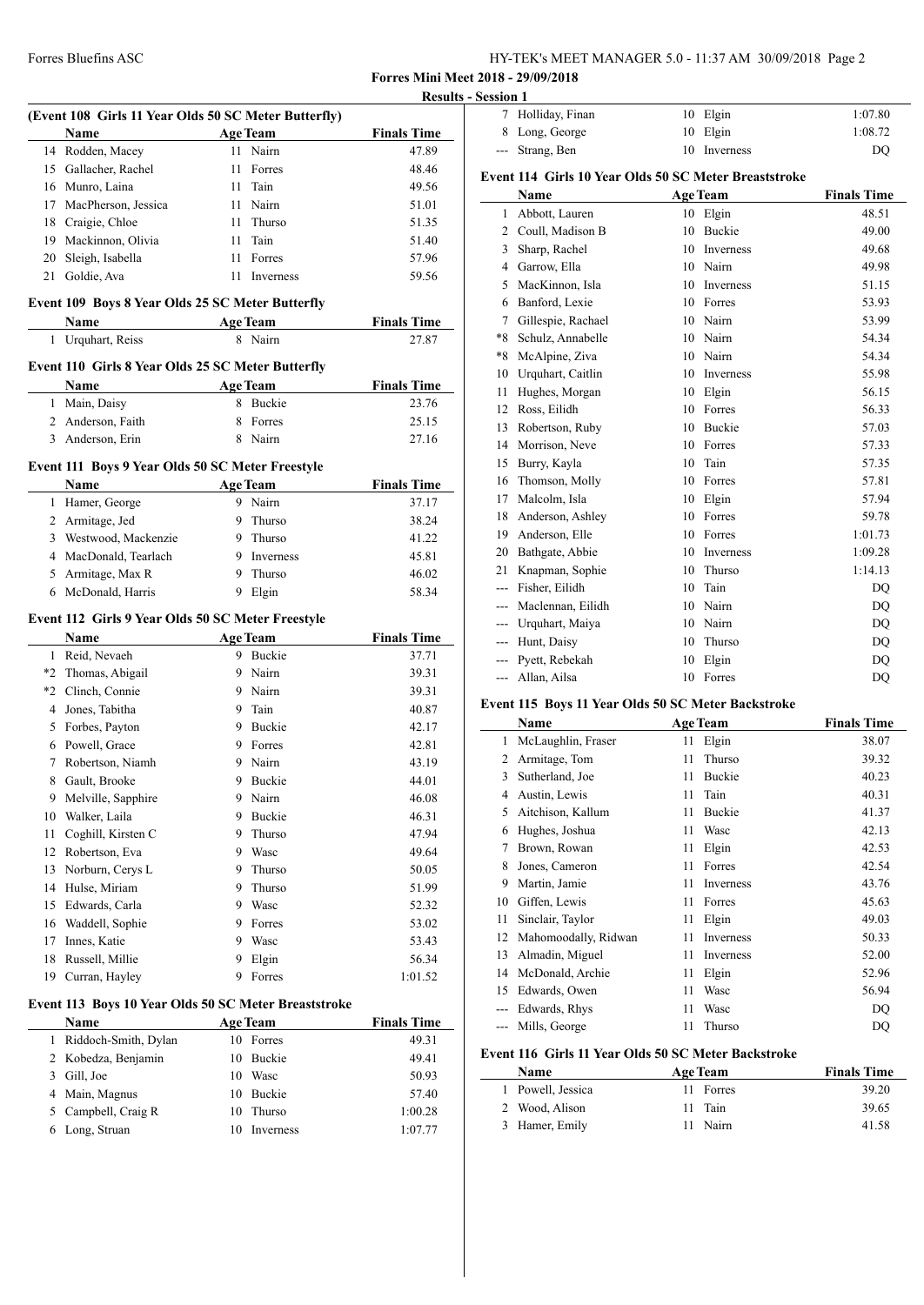**Forres Mini Meet 2018 - 29/09/2018**

**Results - Session 1**

### (Event 108 Girls 11 Year Olds 50 SC Meter Butterfly)

| | Name | Age | Team | Finals Time |
|---|---|---|---|---|
| 14 | Rodden, Macey | 11 | Nairn | 47.89 |
| 15 | Gallacher, Rachel | 11 | Forres | 48.46 |
| 16 | Munro, Laina | 11 | Tain | 49.56 |
| 17 | MacPherson, Jessica | 11 | Nairn | 51.01 |
| 18 | Craigie, Chloe | 11 | Thurso | 51.35 |
| 19 | Mackinnon, Olivia | 11 | Tain | 51.40 |
| 20 | Sleigh, Isabella | 11 | Forres | 57.96 |
| 21 | Goldie, Ava | 11 | Inverness | 59.56 |

### Event 109 Boys 8 Year Olds 25 SC Meter Butterfly

| | Name | Age | Team | Finals Time |
|---|---|---|---|---|
| 1 | Urquhart, Reiss | 8 | Nairn | 27.87 |

### Event 110 Girls 8 Year Olds 25 SC Meter Butterfly

| | Name | Age | Team | Finals Time |
|---|---|---|---|---|
| 1 | Main, Daisy | 8 | Buckie | 23.76 |
| 2 | Anderson, Faith | 8 | Forres | 25.15 |
| 3 | Anderson, Erin | 8 | Nairn | 27.16 |

### Event 111 Boys 9 Year Olds 50 SC Meter Freestyle

| | Name | Age | Team | Finals Time |
|---|---|---|---|---|
| 1 | Hamer, George | 9 | Nairn | 37.17 |
| 2 | Armitage, Jed | 9 | Thurso | 38.24 |
| 3 | Westwood, Mackenzie | 9 | Thurso | 41.22 |
| 4 | MacDonald, Tearlach | 9 | Inverness | 45.81 |
| 5 | Armitage, Max R | 9 | Thurso | 46.02 |
| 6 | McDonald, Harris | 9 | Elgin | 58.34 |

### Event 112 Girls 9 Year Olds 50 SC Meter Freestyle

| | Name | Age | Team | Finals Time |
|---|---|---|---|---|
| 1 | Reid, Nevaeh | 9 | Buckie | 37.71 |
| *2 | Thomas, Abigail | 9 | Nairn | 39.31 |
| *2 | Clinch, Connie | 9 | Nairn | 39.31 |
| 4 | Jones, Tabitha | 9 | Tain | 40.87 |
| 5 | Forbes, Payton | 9 | Buckie | 42.17 |
| 6 | Powell, Grace | 9 | Forres | 42.81 |
| 7 | Robertson, Niamh | 9 | Nairn | 43.19 |
| 8 | Gault, Brooke | 9 | Buckie | 44.01 |
| 9 | Melville, Sapphire | 9 | Nairn | 46.08 |
| 10 | Walker, Laila | 9 | Buckie | 46.31 |
| 11 | Coghill, Kirsten C | 9 | Thurso | 47.94 |
| 12 | Robertson, Eva | 9 | Wasc | 49.64 |
| 13 | Norburn, Cerys L | 9 | Thurso | 50.05 |
| 14 | Hulse, Miriam | 9 | Thurso | 51.99 |
| 15 | Edwards, Carla | 9 | Wasc | 52.32 |
| 16 | Waddell, Sophie | 9 | Forres | 53.02 |
| 17 | Innes, Katie | 9 | Wasc | 53.43 |
| 18 | Russell, Millie | 9 | Elgin | 56.34 |
| 19 | Curran, Hayley | 9 | Forres | 1:01.52 |

### Event 113 Boys 10 Year Olds 50 SC Meter Breaststroke

| | Name | Age | Team | Finals Time |
|---|---|---|---|---|
| 1 | Riddoch-Smith, Dylan | 10 | Forres | 49.31 |
| 2 | Kobedza, Benjamin | 10 | Buckie | 49.41 |
| 3 | Gill, Joe | 10 | Wasc | 50.93 |
| 4 | Main, Magnus | 10 | Buckie | 57.40 |
| 5 | Campbell, Craig R | 10 | Thurso | 1:00.28 |
| 6 | Long, Struan | 10 | Inverness | 1:07.77 |
| 7 | Holliday, Finan | 10 | Elgin | 1:07.80 |
| 8 | Long, George | 10 | Elgin | 1:08.72 |
| --- | Strang, Ben | 10 | Inverness | DQ |

### Event 114 Girls 10 Year Olds 50 SC Meter Breaststroke

| | Name | Age | Team | Finals Time |
|---|---|---|---|---|
| 1 | Abbott, Lauren | 10 | Elgin | 48.51 |
| 2 | Coull, Madison B | 10 | Buckie | 49.00 |
| 3 | Sharp, Rachel | 10 | Inverness | 49.68 |
| 4 | Garrow, Ella | 10 | Nairn | 49.98 |
| 5 | MacKinnon, Isla | 10 | Inverness | 51.15 |
| 6 | Banford, Lexie | 10 | Forres | 53.93 |
| 7 | Gillespie, Rachael | 10 | Nairn | 53.99 |
| *8 | Schulz, Annabelle | 10 | Nairn | 54.34 |
| *8 | McAlpine, Ziva | 10 | Nairn | 54.34 |
| 10 | Urquhart, Caitlin | 10 | Inverness | 55.98 |
| 11 | Hughes, Morgan | 10 | Elgin | 56.15 |
| 12 | Ross, Eilidh | 10 | Forres | 56.33 |
| 13 | Robertson, Ruby | 10 | Buckie | 57.03 |
| 14 | Morrison, Neve | 10 | Forres | 57.33 |
| 15 | Burry, Kayla | 10 | Tain | 57.35 |
| 16 | Thomson, Molly | 10 | Forres | 57.81 |
| 17 | Malcolm, Isla | 10 | Elgin | 57.94 |
| 18 | Anderson, Ashley | 10 | Forres | 59.78 |
| 19 | Anderson, Elle | 10 | Forres | 1:01.73 |
| 20 | Bathgate, Abbie | 10 | Inverness | 1:09.28 |
| 21 | Knapman, Sophie | 10 | Thurso | 1:14.13 |
| --- | Fisher, Eilidh | 10 | Tain | DQ |
| --- | Maclennan, Eilidh | 10 | Nairn | DQ |
| --- | Urquhart, Maiya | 10 | Nairn | DQ |
| --- | Hunt, Daisy | 10 | Thurso | DQ |
| --- | Pyett, Rebekah | 10 | Elgin | DQ |
| --- | Allan, Ailsa | 10 | Forres | DQ |

### Event 115 Boys 11 Year Olds 50 SC Meter Backstroke

| | Name | Age | Team | Finals Time |
|---|---|---|---|---|
| 1 | McLaughlin, Fraser | 11 | Elgin | 38.07 |
| 2 | Armitage, Tom | 11 | Thurso | 39.32 |
| 3 | Sutherland, Joe | 11 | Buckie | 40.23 |
| 4 | Austin, Lewis | 11 | Tain | 40.31 |
| 5 | Aitchison, Kallum | 11 | Buckie | 41.37 |
| 6 | Hughes, Joshua | 11 | Wasc | 42.13 |
| 7 | Brown, Rowan | 11 | Elgin | 42.53 |
| 8 | Jones, Cameron | 11 | Forres | 42.54 |
| 9 | Martin, Jamie | 11 | Inverness | 43.76 |
| 10 | Giffen, Lewis | 11 | Forres | 45.63 |
| 11 | Sinclair, Taylor | 11 | Elgin | 49.03 |
| 12 | Mahomoodally, Ridwan | 11 | Inverness | 50.33 |
| 13 | Almadin, Miguel | 11 | Inverness | 52.00 |
| 14 | McDonald, Archie | 11 | Elgin | 52.96 |
| 15 | Edwards, Owen | 11 | Wasc | 56.94 |
| --- | Edwards, Rhys | 11 | Wasc | DQ |
| --- | Mills, George | 11 | Thurso | DQ |

### Event 116 Girls 11 Year Olds 50 SC Meter Backstroke

| | Name | Age | Team | Finals Time |
|---|---|---|---|---|
| 1 | Powell, Jessica | 11 | Forres | 39.20 |
| 2 | Wood, Alison | 11 | Tain | 39.65 |
| 3 | Hamer, Emily | 11 | Nairn | 41.58 |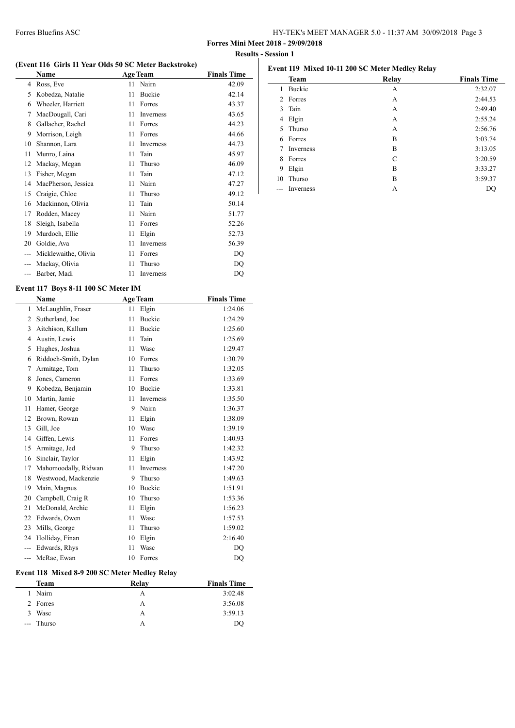**Forres Mini Meet 2018 - 29/09/2018**

**Results - Session 1**

### (Event 116 Girls 11 Year Olds 50 SC Meter Backstroke)

| | Name | Age | Team | Finals Time |
|---|---|---|---|---|
| 4 | Ross, Eve | 11 | Nairn | 42.09 |
| 5 | Kobedza, Natalie | 11 | Buckie | 42.14 |
| 6 | Wheeler, Harriett | 11 | Forres | 43.37 |
| 7 | MacDougall, Cari | 11 | Inverness | 43.65 |
| 8 | Gallacher, Rachel | 11 | Forres | 44.23 |
| 9 | Morrison, Leigh | 11 | Forres | 44.66 |
| 10 | Shannon, Lara | 11 | Inverness | 44.73 |
| 11 | Munro, Laina | 11 | Tain | 45.97 |
| 12 | Mackay, Megan | 11 | Thurso | 46.09 |
| 13 | Fisher, Megan | 11 | Tain | 47.12 |
| 14 | MacPherson, Jessica | 11 | Nairn | 47.27 |
| 15 | Craigie, Chloe | 11 | Thurso | 49.12 |
| 16 | Mackinnon, Olivia | 11 | Tain | 50.14 |
| 17 | Rodden, Macey | 11 | Nairn | 51.77 |
| 18 | Sleigh, Isabella | 11 | Forres | 52.26 |
| 19 | Murdoch, Ellie | 11 | Elgin | 52.73 |
| 20 | Goldie, Ava | 11 | Inverness | 56.39 |
| --- | Micklewaithe, Olivia | 11 | Forres | DQ |
| --- | Mackay, Olivia | 11 | Thurso | DQ |
| --- | Barber, Madi | 11 | Inverness | DQ |

### Event 117 Boys 8-11 100 SC Meter IM

| | Name | Age | Team | Finals Time |
|---|---|---|---|---|
| 1 | McLaughlin, Fraser | 11 | Elgin | 1:24.06 |
| 2 | Sutherland, Joe | 11 | Buckie | 1:24.29 |
| 3 | Aitchison, Kallum | 11 | Buckie | 1:25.60 |
| 4 | Austin, Lewis | 11 | Tain | 1:25.69 |
| 5 | Hughes, Joshua | 11 | Wasc | 1:29.47 |
| 6 | Riddoch-Smith, Dylan | 10 | Forres | 1:30.79 |
| 7 | Armitage, Tom | 11 | Thurso | 1:32.05 |
| 8 | Jones, Cameron | 11 | Forres | 1:33.69 |
| 9 | Kobedza, Benjamin | 10 | Buckie | 1:33.81 |
| 10 | Martin, Jamie | 11 | Inverness | 1:35.50 |
| 11 | Hamer, George | 9 | Nairn | 1:36.37 |
| 12 | Brown, Rowan | 11 | Elgin | 1:38.09 |
| 13 | Gill, Joe | 10 | Wasc | 1:39.19 |
| 14 | Giffen, Lewis | 11 | Forres | 1:40.93 |
| 15 | Armitage, Jed | 9 | Thurso | 1:42.32 |
| 16 | Sinclair, Taylor | 11 | Elgin | 1:43.92 |
| 17 | Mahomoodally, Ridwan | 11 | Inverness | 1:47.20 |
| 18 | Westwood, Mackenzie | 9 | Thurso | 1:49.63 |
| 19 | Main, Magnus | 10 | Buckie | 1:51.91 |
| 20 | Campbell, Craig R | 10 | Thurso | 1:53.36 |
| 21 | McDonald, Archie | 11 | Elgin | 1:56.23 |
| 22 | Edwards, Owen | 11 | Wasc | 1:57.53 |
| 23 | Mills, George | 11 | Thurso | 1:59.02 |
| 24 | Holliday, Finan | 10 | Elgin | 2:16.40 |
| --- | Edwards, Rhys | 11 | Wasc | DQ |
| --- | McRae, Ewan | 10 | Forres | DQ |

### Event 118 Mixed 8-9 200 SC Meter Medley Relay

| | Team | Relay | Finals Time |
|---|---|---|---|
| 1 | Nairn | A | 3:02.48 |
| 2 | Forres | A | 3:56.08 |
| 3 | Wasc | A | 3:59.13 |
| --- | Thurso | A | DQ |

### Event 119 Mixed 10-11 200 SC Meter Medley Relay

| | Team | Relay | Finals Time |
|---|---|---|---|
| 1 | Buckie | A | 2:32.07 |
| 2 | Forres | A | 2:44.53 |
| 3 | Tain | A | 2:49.40 |
| 4 | Elgin | A | 2:55.24 |
| 5 | Thurso | A | 2:56.76 |
| 6 | Forres | B | 3:03.74 |
| 7 | Inverness | B | 3:13.05 |
| 8 | Forres | C | 3:20.59 |
| 9 | Elgin | B | 3:33.27 |
| 10 | Thurso | B | 3:59.37 |
| --- | Inverness | A | DQ |